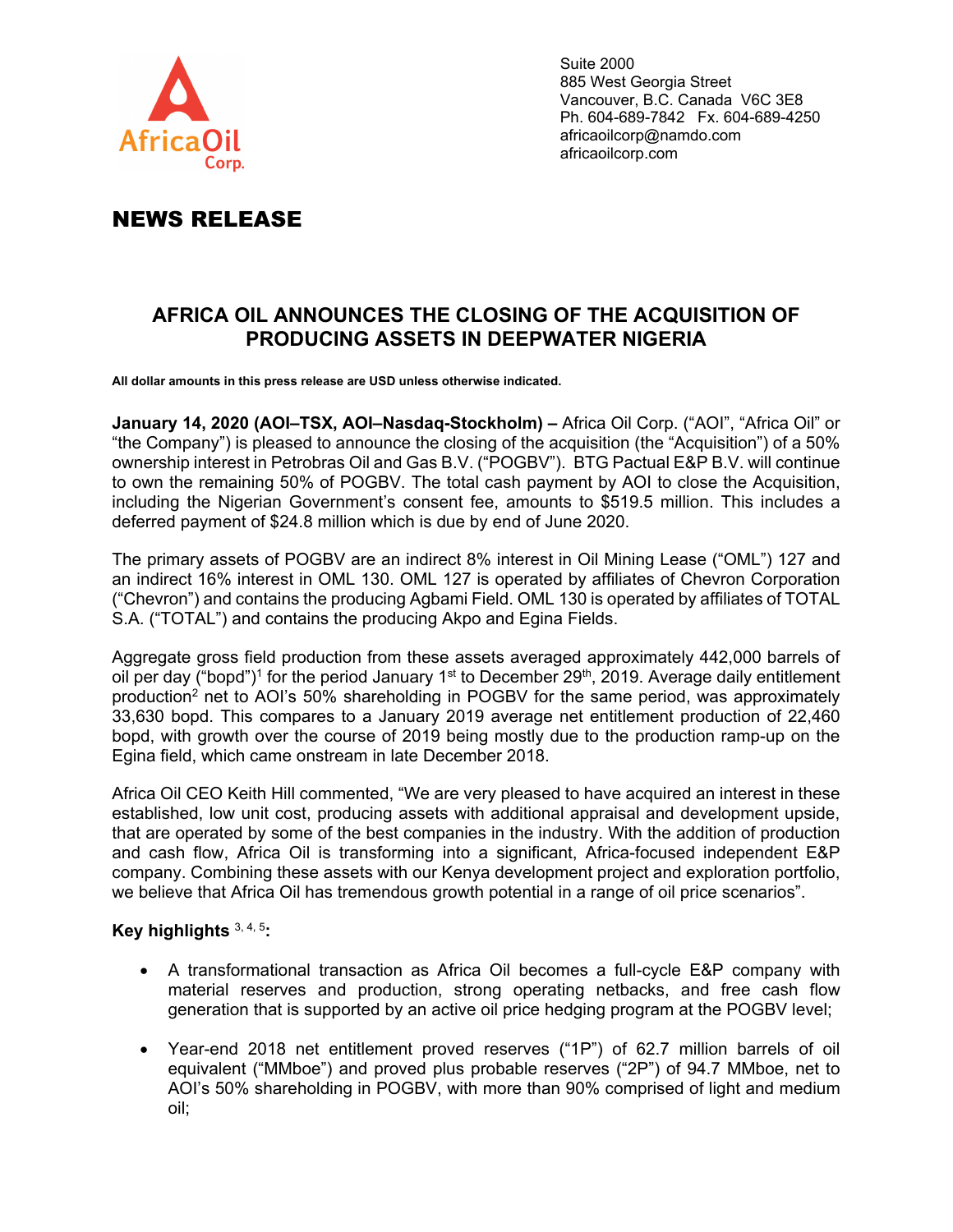Africa Oil Corp.

Suite 2000
885 West Georgia Street
Vancouver, B.C. Canada V6C 3E8
Ph. 604-689-7842 Fx. 604-689-4250
africaoilcorp@namdo.com
africaoilcorp.com

# NEWS RELEASE

## AFRICA OIL ANNOUNCES THE CLOSING OF THE ACQUISITION OF PRODUCING ASSETS IN DEEPWATER NIGERIA

**All dollar amounts in this press release are USD unless otherwise indicated.**

**January 14, 2020 (AOI–TSX, AOI–Nasdaq-Stockholm) –** Africa Oil Corp. ("AOI", "Africa Oil" or "the Company") is pleased to announce the closing of the acquisition (the "Acquisition") of a 50% ownership interest in Petrobras Oil and Gas B.V. ("POGBV"). BTG Pactual E&P B.V. will continue to own the remaining 50% of POGBV. The total cash payment by AOI to close the Acquisition, including the Nigerian Government's consent fee, amounts to $519.5 million. This includes a deferred payment of $24.8 million which is due by end of June 2020.

The primary assets of POGBV are an indirect 8% interest in Oil Mining Lease ("OML") 127 and an indirect 16% interest in OML 130. OML 127 is operated by affiliates of Chevron Corporation ("Chevron") and contains the producing Agbami Field. OML 130 is operated by affiliates of TOTAL S.A. ("TOTAL") and contains the producing Akpo and Egina Fields.

Aggregate gross field production from these assets averaged approximately 442,000 barrels of oil per day ("bopd")[1] for the period January 1st to December 29th, 2019. Average daily entitlement production[2] net to AOI's 50% shareholding in POGBV for the same period, was approximately 33,630 bopd. This compares to a January 2019 average net entitlement production of 22,460 bopd, with growth over the course of 2019 being mostly due to the production ramp-up on the Egina field, which came onstream in late December 2018.

Africa Oil CEO Keith Hill commented, "We are very pleased to have acquired an interest in these established, low unit cost, producing assets with additional appraisal and development upside, that are operated by some of the best companies in the industry. With the addition of production and cash flow, Africa Oil is transforming into a significant, Africa-focused independent E&P company. Combining these assets with our Kenya development project and exploration portfolio, we believe that Africa Oil has tremendous growth potential in a range of oil price scenarios".

**Key highlights [3, 4, 5]:**

- A transformational transaction as Africa Oil becomes a full-cycle E&P company with material reserves and production, strong operating netbacks, and free cash flow generation that is supported by an active oil price hedging program at the POGBV level;
- Year-end 2018 net entitlement proved reserves ("1P") of 62.7 million barrels of oil equivalent ("MMboe") and proved plus probable reserves ("2P") of 94.7 MMboe, net to AOI's 50% shareholding in POGBV, with more than 90% comprised of light and medium oil;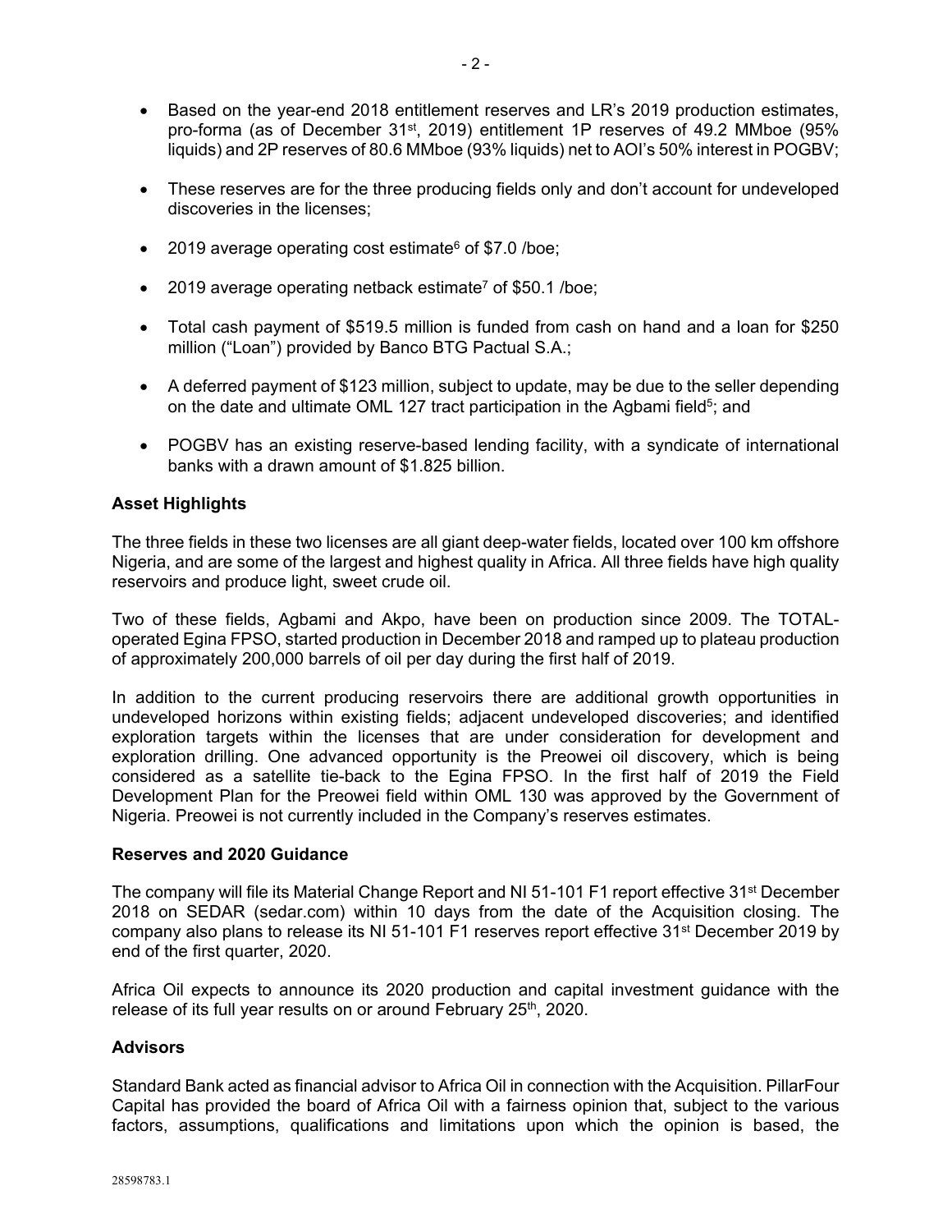- Based on the year-end 2018 entitlement reserves and LR's 2019 production estimates, pro-forma (as of December 31st, 2019) entitlement 1P reserves of 49.2 MMboe (95% liquids) and 2P reserves of 80.6 MMboe (93% liquids) net to AOI's 50% interest in POGBV;

- These reserves are for the three producing fields only and don't account for undeveloped discoveries in the licenses;

- 2019 average operating cost estimate[6] of $7.0 /boe;

- 2019 average operating netback estimate[7] of $50.1 /boe;

- Total cash payment of $519.5 million is funded from cash on hand and a loan for $250 million ("Loan") provided by Banco BTG Pactual S.A.;

- A deferred payment of $123 million, subject to update, may be due to the seller depending on the date and ultimate OML 127 tract participation in the Agbami field[5]; and

- POGBV has an existing reserve-based lending facility, with a syndicate of international banks with a drawn amount of $1.825 billion.

## Asset Highlights

The three fields in these two licenses are all giant deep-water fields, located over 100 km offshore Nigeria, and are some of the largest and highest quality in Africa. All three fields have high quality reservoirs and produce light, sweet crude oil.

Two of these fields, Agbami and Akpo, have been on production since 2009. The TOTAL-operated Egina FPSO, started production in December 2018 and ramped up to plateau production of approximately 200,000 barrels of oil per day during the first half of 2019.

In addition to the current producing reservoirs there are additional growth opportunities in undeveloped horizons within existing fields; adjacent undeveloped discoveries; and identified exploration targets within the licenses that are under consideration for development and exploration drilling. One advanced opportunity is the Preowei oil discovery, which is being considered as a satellite tie-back to the Egina FPSO. In the first half of 2019 the Field Development Plan for the Preowei field within OML 130 was approved by the Government of Nigeria. Preowei is not currently included in the Company's reserves estimates.

## Reserves and 2020 Guidance

The company will file its Material Change Report and NI 51-101 F1 report effective 31st December 2018 on SEDAR (sedar.com) within 10 days from the date of the Acquisition closing. The company also plans to release its NI 51-101 F1 reserves report effective 31st December 2019 by end of the first quarter, 2020.

Africa Oil expects to announce its 2020 production and capital investment guidance with the release of its full year results on or around February 25th, 2020.

## Advisors

Standard Bank acted as financial advisor to Africa Oil in connection with the Acquisition. PillarFour Capital has provided the board of Africa Oil with a fairness opinion that, subject to the various factors, assumptions, qualifications and limitations upon which the opinion is based, the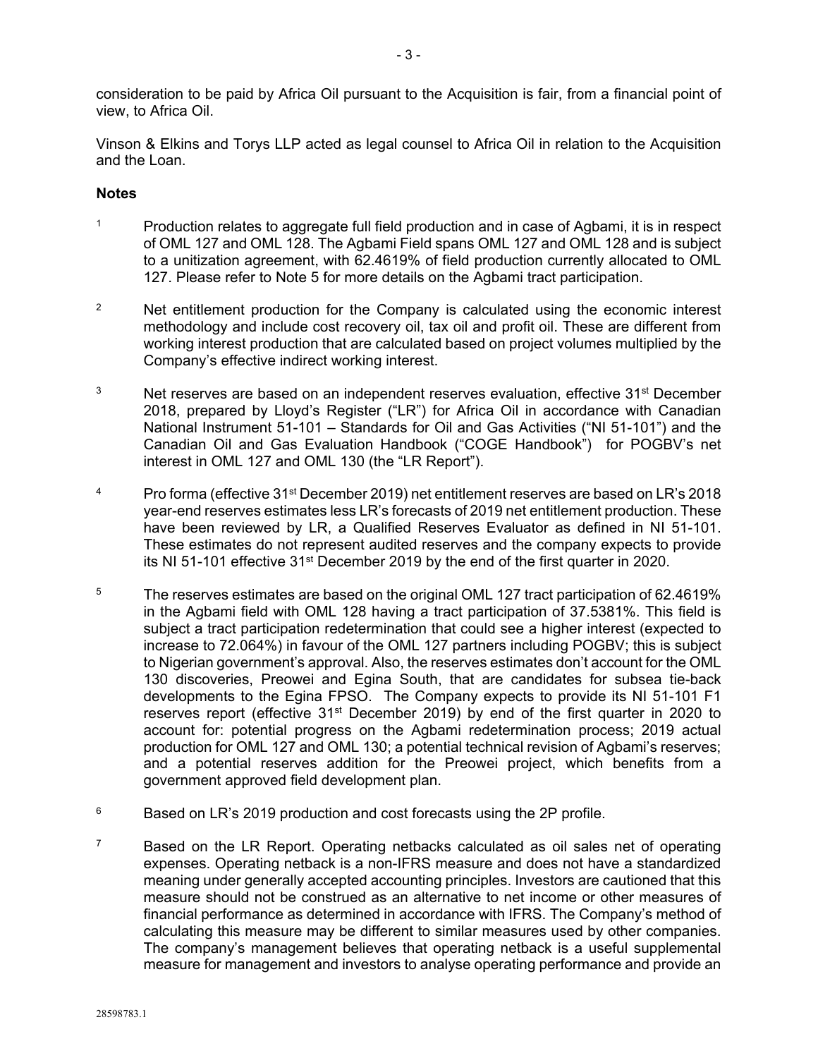consideration to be paid by Africa Oil pursuant to the Acquisition is fair, from a financial point of view, to Africa Oil.

Vinson & Elkins and Torys LLP acted as legal counsel to Africa Oil in relation to the Acquisition and the Loan.

**Notes**

[1] Production relates to aggregate full field production and in case of Agbami, it is in respect of OML 127 and OML 128. The Agbami Field spans OML 127 and OML 128 and is subject to a unitization agreement, with 62.4619% of field production currently allocated to OML 127. Please refer to Note 5 for more details on the Agbami tract participation.

[2] Net entitlement production for the Company is calculated using the economic interest methodology and include cost recovery oil, tax oil and profit oil. These are different from working interest production that are calculated based on project volumes multiplied by the Company's effective indirect working interest.

[3] Net reserves are based on an independent reserves evaluation, effective 31st December 2018, prepared by Lloyd's Register ("LR") for Africa Oil in accordance with Canadian National Instrument 51-101 – Standards for Oil and Gas Activities ("NI 51-101") and the Canadian Oil and Gas Evaluation Handbook ("COGE Handbook") for POGBV's net interest in OML 127 and OML 130 (the "LR Report").

[4] Pro forma (effective 31st December 2019) net entitlement reserves are based on LR's 2018 year-end reserves estimates less LR's forecasts of 2019 net entitlement production. These have been reviewed by LR, a Qualified Reserves Evaluator as defined in NI 51-101. These estimates do not represent audited reserves and the company expects to provide its NI 51-101 effective 31st December 2019 by the end of the first quarter in 2020.

[5] The reserves estimates are based on the original OML 127 tract participation of 62.4619% in the Agbami field with OML 128 having a tract participation of 37.5381%. This field is subject a tract participation redetermination that could see a higher interest (expected to increase to 72.064%) in favour of the OML 127 partners including POGBV; this is subject to Nigerian government's approval. Also, the reserves estimates don't account for the OML 130 discoveries, Preowei and Egina South, that are candidates for subsea tie-back developments to the Egina FPSO. The Company expects to provide its NI 51-101 F1 reserves report (effective 31st December 2019) by end of the first quarter in 2020 to account for: potential progress on the Agbami redetermination process; 2019 actual production for OML 127 and OML 130; a potential technical revision of Agbami's reserves; and a potential reserves addition for the Preowei project, which benefits from a government approved field development plan.

[6] Based on LR's 2019 production and cost forecasts using the 2P profile.

[7] Based on the LR Report. Operating netbacks calculated as oil sales net of operating expenses. Operating netback is a non-IFRS measure and does not have a standardized meaning under generally accepted accounting principles. Investors are cautioned that this measure should not be construed as an alternative to net income or other measures of financial performance as determined in accordance with IFRS. The Company's method of calculating this measure may be different to similar measures used by other companies. The company's management believes that operating netback is a useful supplemental measure for management and investors to analyse operating performance and provide an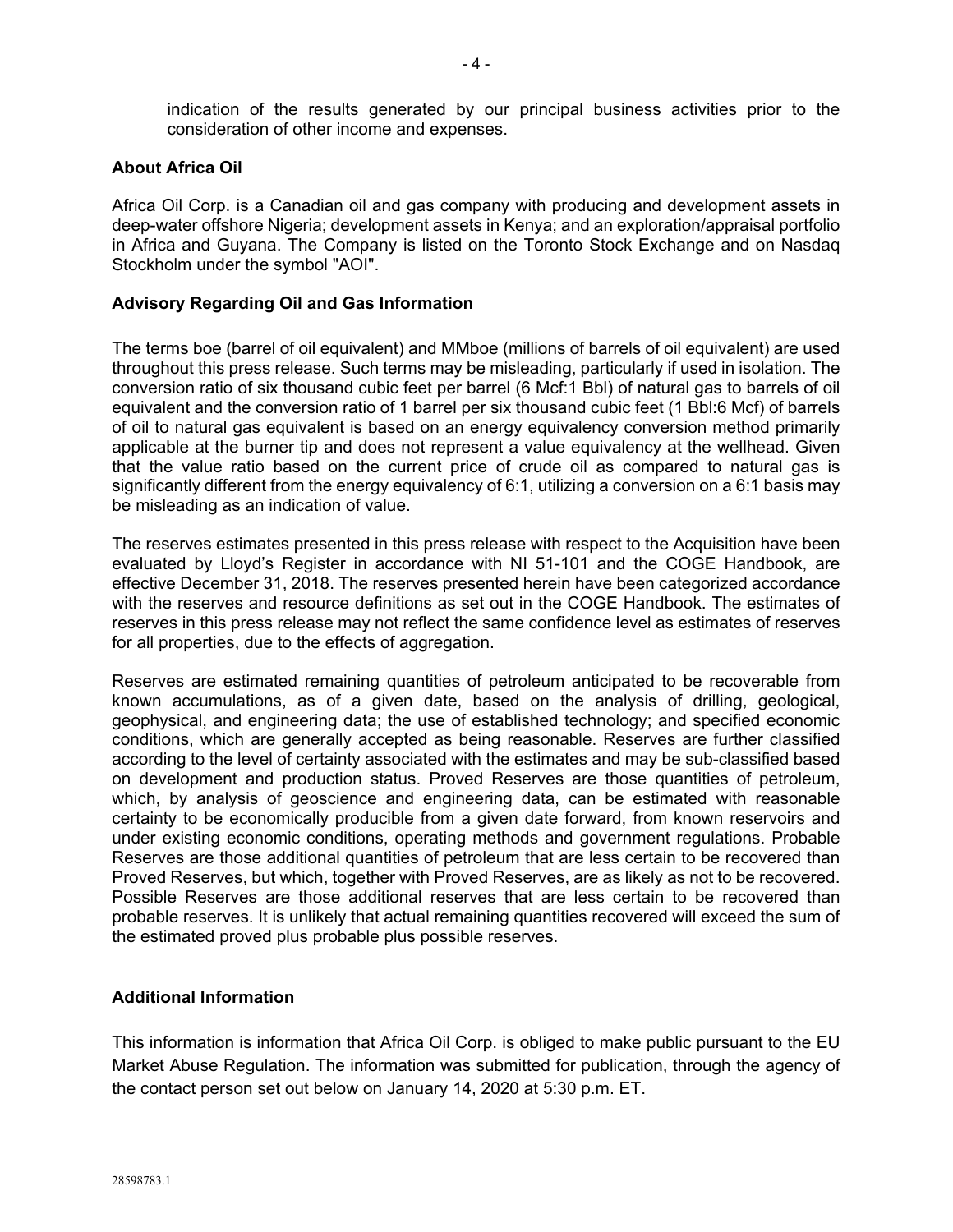indication of the results generated by our principal business activities prior to the consideration of other income and expenses.

**About Africa Oil**

Africa Oil Corp. is a Canadian oil and gas company with producing and development assets in deep-water offshore Nigeria; development assets in Kenya; and an exploration/appraisal portfolio in Africa and Guyana. The Company is listed on the Toronto Stock Exchange and on Nasdaq Stockholm under the symbol "AOI".

**Advisory Regarding Oil and Gas Information**

The terms boe (barrel of oil equivalent) and MMboe (millions of barrels of oil equivalent) are used throughout this press release. Such terms may be misleading, particularly if used in isolation. The conversion ratio of six thousand cubic feet per barrel (6 Mcf:1 Bbl) of natural gas to barrels of oil equivalent and the conversion ratio of 1 barrel per six thousand cubic feet (1 Bbl:6 Mcf) of barrels of oil to natural gas equivalent is based on an energy equivalency conversion method primarily applicable at the burner tip and does not represent a value equivalency at the wellhead. Given that the value ratio based on the current price of crude oil as compared to natural gas is significantly different from the energy equivalency of 6:1, utilizing a conversion on a 6:1 basis may be misleading as an indication of value.

The reserves estimates presented in this press release with respect to the Acquisition have been evaluated by Lloyd's Register in accordance with NI 51-101 and the COGE Handbook, are effective December 31, 2018. The reserves presented herein have been categorized accordance with the reserves and resource definitions as set out in the COGE Handbook. The estimates of reserves in this press release may not reflect the same confidence level as estimates of reserves for all properties, due to the effects of aggregation.

Reserves are estimated remaining quantities of petroleum anticipated to be recoverable from known accumulations, as of a given date, based on the analysis of drilling, geological, geophysical, and engineering data; the use of established technology; and specified economic conditions, which are generally accepted as being reasonable. Reserves are further classified according to the level of certainty associated with the estimates and may be sub-classified based on development and production status. Proved Reserves are those quantities of petroleum, which, by analysis of geoscience and engineering data, can be estimated with reasonable certainty to be economically producible from a given date forward, from known reservoirs and under existing economic conditions, operating methods and government regulations. Probable Reserves are those additional quantities of petroleum that are less certain to be recovered than Proved Reserves, but which, together with Proved Reserves, are as likely as not to be recovered. Possible Reserves are those additional reserves that are less certain to be recovered than probable reserves. It is unlikely that actual remaining quantities recovered will exceed the sum of the estimated proved plus probable plus possible reserves.

**Additional Information**

This information is information that Africa Oil Corp. is obliged to make public pursuant to the EU Market Abuse Regulation. The information was submitted for publication, through the agency of the contact person set out below on January 14, 2020 at 5:30 p.m. ET.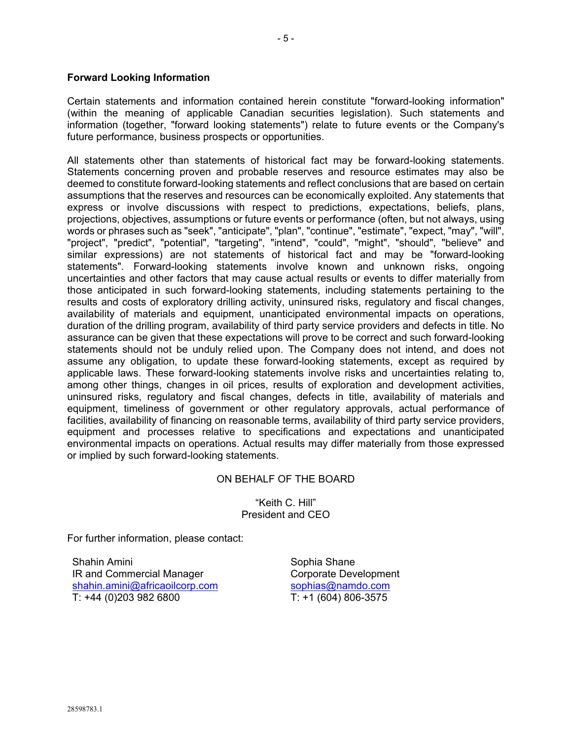**Forward Looking Information**

Certain statements and information contained herein constitute "forward-looking information" (within the meaning of applicable Canadian securities legislation). Such statements and information (together, "forward looking statements") relate to future events or the Company's future performance, business prospects or opportunities.

All statements other than statements of historical fact may be forward-looking statements. Statements concerning proven and probable reserves and resource estimates may also be deemed to constitute forward-looking statements and reflect conclusions that are based on certain assumptions that the reserves and resources can be economically exploited. Any statements that express or involve discussions with respect to predictions, expectations, beliefs, plans, projections, objectives, assumptions or future events or performance (often, but not always, using words or phrases such as "seek", "anticipate", "plan", "continue", "estimate", "expect, "may", "will", "project", "predict", "potential", "targeting", "intend", "could", "might", "should", "believe" and similar expressions) are not statements of historical fact and may be "forward-looking statements". Forward-looking statements involve known and unknown risks, ongoing uncertainties and other factors that may cause actual results or events to differ materially from those anticipated in such forward-looking statements, including statements pertaining to the results and costs of exploratory drilling activity, uninsured risks, regulatory and fiscal changes, availability of materials and equipment, unanticipated environmental impacts on operations, duration of the drilling program, availability of third party service providers and defects in title. No assurance can be given that these expectations will prove to be correct and such forward-looking statements should not be unduly relied upon. The Company does not intend, and does not assume any obligation, to update these forward-looking statements, except as required by applicable laws. These forward-looking statements involve risks and uncertainties relating to, among other things, changes in oil prices, results of exploration and development activities, uninsured risks, regulatory and fiscal changes, defects in title, availability of materials and equipment, timeliness of government or other regulatory approvals, actual performance of facilities, availability of financing on reasonable terms, availability of third party service providers, equipment and processes relative to specifications and expectations and unanticipated environmental impacts on operations. Actual results may differ materially from those expressed or implied by such forward-looking statements.

ON BEHALF OF THE BOARD

"Keith C. Hill"
President and CEO

For further information, please contact:

Shahin Amini
IR and Commercial Manager
shahin.amini@africaoilcorp.com
T: +44 (0)203 982 6800

Sophia Shane
Corporate Development
sophias@namdo.com
T: +1 (604) 806-3575